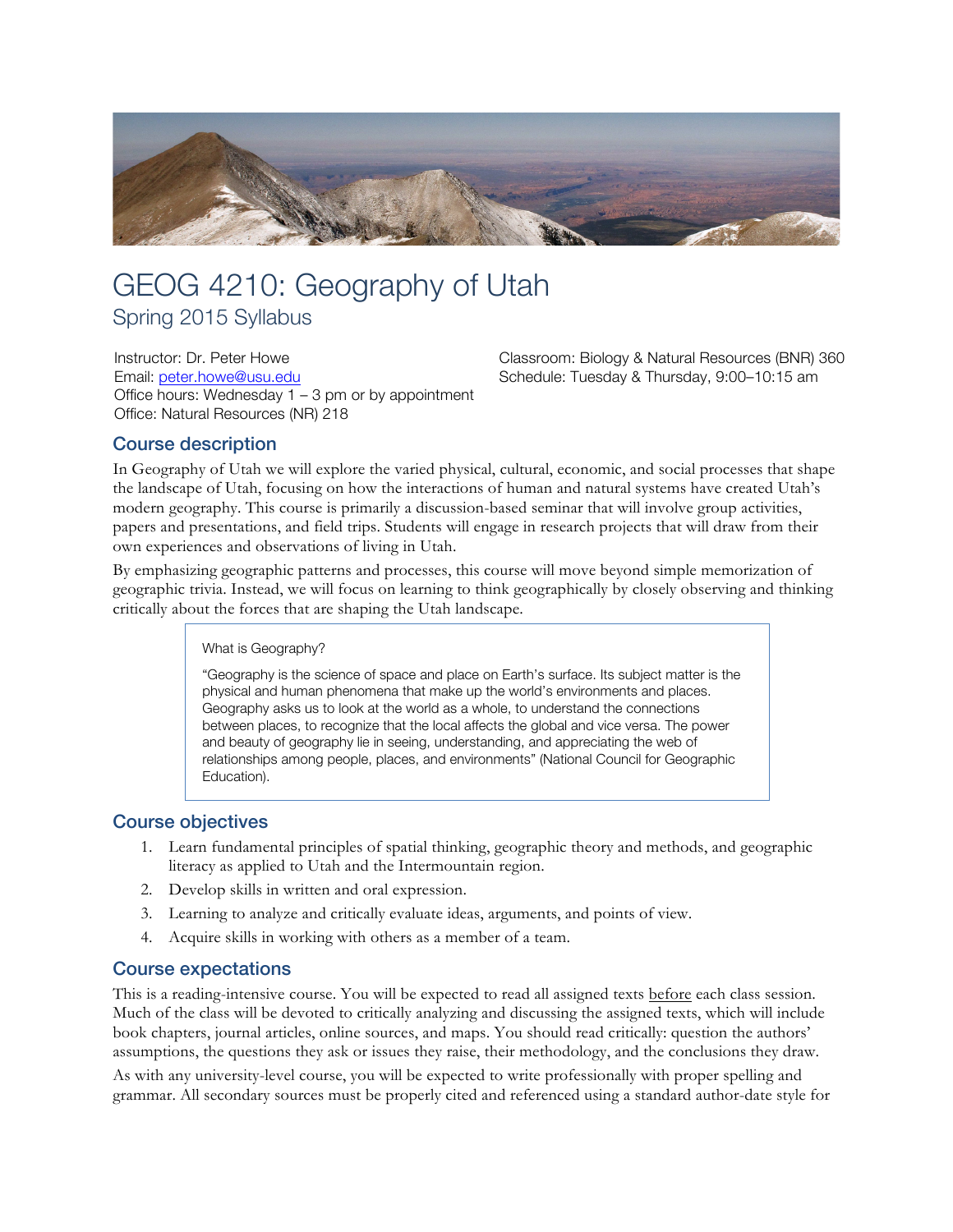# GEOG 4210: Geography of Utah

Spring 2015 Syllabus

Instructor: Dr. Peter Howe
Email: peter.howe@usu.edu
Office hours: Wednesday 1 – 3 pm or by appointment
Office: Natural Resources (NR) 218

Classroom: Biology & Natural Resources (BNR) 360
Schedule: Tuesday & Thursday, 9:00–10:15 am

## Course description

In Geography of Utah we will explore the varied physical, cultural, economic, and social processes that shape the landscape of Utah, focusing on how the interactions of human and natural systems have created Utah's modern geography. This course is primarily a discussion-based seminar that will involve group activities, papers and presentations, and field trips. Students will engage in research projects that will draw from their own experiences and observations of living in Utah.

By emphasizing geographic patterns and processes, this course will move beyond simple memorization of geographic trivia. Instead, we will focus on learning to think geographically by closely observing and thinking critically about the forces that are shaping the Utah landscape.

> What is Geography?
>
> "Geography is the science of space and place on Earth's surface. Its subject matter is the physical and human phenomena that make up the world's environments and places. Geography asks us to look at the world as a whole, to understand the connections between places, to recognize that the local affects the global and vice versa. The power and beauty of geography lie in seeing, understanding, and appreciating the web of relationships among people, places, and environments" (National Council for Geographic Education).

## Course objectives

1. Learn fundamental principles of spatial thinking, geographic theory and methods, and geographic literacy as applied to Utah and the Intermountain region.
2. Develop skills in written and oral expression.
3. Learning to analyze and critically evaluate ideas, arguments, and points of view.
4. Acquire skills in working with others as a member of a team.

## Course expectations

This is a reading-intensive course. You will be expected to read all assigned texts before each class session. Much of the class will be devoted to critically analyzing and discussing the assigned texts, which will include book chapters, journal articles, online sources, and maps. You should read critically: question the authors' assumptions, the questions they ask or issues they raise, their methodology, and the conclusions they draw.

As with any university-level course, you will be expected to write professionally with proper spelling and grammar. All secondary sources must be properly cited and referenced using a standard author-date style for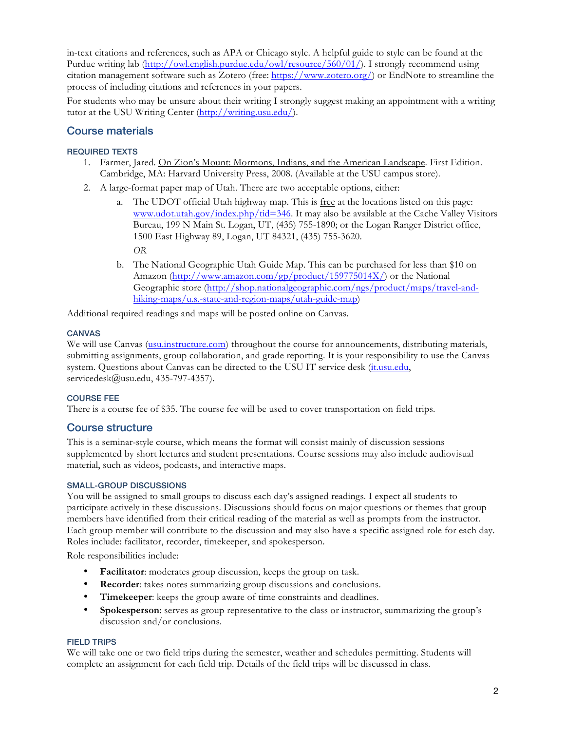in-text citations and references, such as APA or Chicago style. A helpful guide to style can be found at the Purdue writing lab (http://owl.english.purdue.edu/owl/resource/560/01/). I strongly recommend using citation management software such as Zotero (free: https://www.zotero.org/) or EndNote to streamline the process of including citations and references in your papers.

For students who may be unsure about their writing I strongly suggest making an appointment with a writing tutor at the USU Writing Center (http://writing.usu.edu/).

## Course materials

### REQUIRED TEXTS

1. Farmer, Jared. On Zion's Mount: Mormons, Indians, and the American Landscape. First Edition. Cambridge, MA: Harvard University Press, 2008. (Available at the USU campus store).
2. A large-format paper map of Utah. There are two acceptable options, either:
   a. The UDOT official Utah highway map. This is free at the locations listed on this page: www.udot.utah.gov/index.php/tid=346. It may also be available at the Cache Valley Visitors Bureau, 199 N Main St. Logan, UT, (435) 755-1890; or the Logan Ranger District office, 1500 East Highway 89, Logan, UT 84321, (435) 755-3620.

      *OR*

   b. The National Geographic Utah Guide Map. This can be purchased for less than $10 on Amazon (http://www.amazon.com/gp/product/159775014X/) or the National Geographic store (http://shop.nationalgeographic.com/ngs/product/maps/travel-and-hiking-maps/u.s.-state-and-region-maps/utah-guide-map)

Additional required readings and maps will be posted online on Canvas.

### CANVAS

We will use Canvas (usu.instructure.com) throughout the course for announcements, distributing materials, submitting assignments, group collaboration, and grade reporting. It is your responsibility to use the Canvas system. Questions about Canvas can be directed to the USU IT service desk (it.usu.edu, servicedesk@usu.edu, 435-797-4357).

### COURSE FEE

There is a course fee of $35. The course fee will be used to cover transportation on field trips.

## Course structure

This is a seminar-style course, which means the format will consist mainly of discussion sessions supplemented by short lectures and student presentations. Course sessions may also include audiovisual material, such as videos, podcasts, and interactive maps.

### SMALL-GROUP DISCUSSIONS

You will be assigned to small groups to discuss each day's assigned readings. I expect all students to participate actively in these discussions. Discussions should focus on major questions or themes that group members have identified from their critical reading of the material as well as prompts from the instructor. Each group member will contribute to the discussion and may also have a specific assigned role for each day. Roles include: facilitator, recorder, timekeeper, and spokesperson.

Role responsibilities include:

- **Facilitator**: moderates group discussion, keeps the group on task.
- **Recorder**: takes notes summarizing group discussions and conclusions.
- **Timekeeper**: keeps the group aware of time constraints and deadlines.
- **Spokesperson**: serves as group representative to the class or instructor, summarizing the group's discussion and/or conclusions.

### FIELD TRIPS

We will take one or two field trips during the semester, weather and schedules permitting. Students will complete an assignment for each field trip. Details of the field trips will be discussed in class.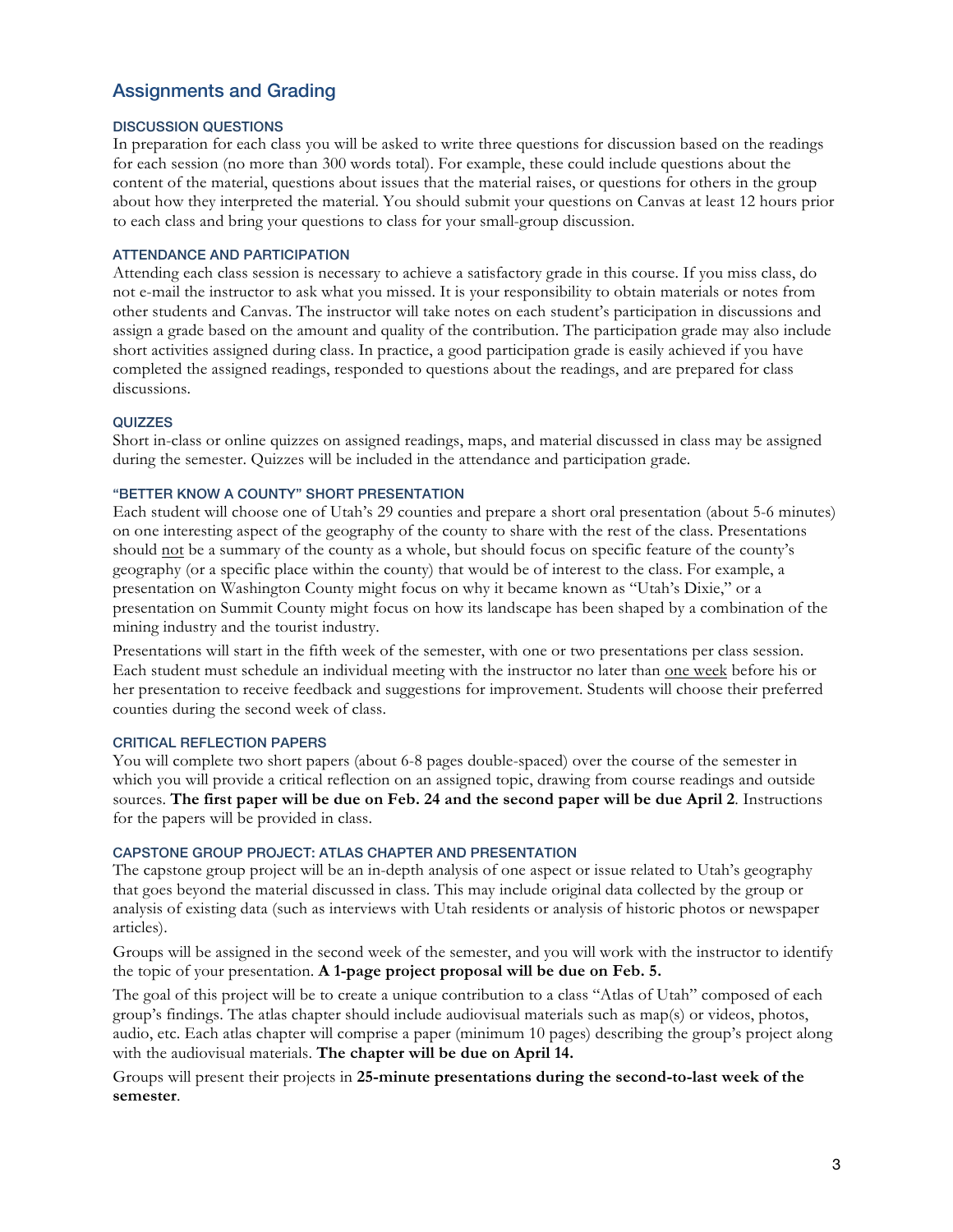## Assignments and Grading

### DISCUSSION QUESTIONS

In preparation for each class you will be asked to write three questions for discussion based on the readings for each session (no more than 300 words total). For example, these could include questions about the content of the material, questions about issues that the material raises, or questions for others in the group about how they interpreted the material. You should submit your questions on Canvas at least 12 hours prior to each class and bring your questions to class for your small-group discussion.

### ATTENDANCE AND PARTICIPATION

Attending each class session is necessary to achieve a satisfactory grade in this course. If you miss class, do not e-mail the instructor to ask what you missed. It is your responsibility to obtain materials or notes from other students and Canvas. The instructor will take notes on each student's participation in discussions and assign a grade based on the amount and quality of the contribution. The participation grade may also include short activities assigned during class. In practice, a good participation grade is easily achieved if you have completed the assigned readings, responded to questions about the readings, and are prepared for class discussions.

### QUIZZES

Short in-class or online quizzes on assigned readings, maps, and material discussed in class may be assigned during the semester. Quizzes will be included in the attendance and participation grade.

### "BETTER KNOW A COUNTY" SHORT PRESENTATION

Each student will choose one of Utah's 29 counties and prepare a short oral presentation (about 5-6 minutes) on one interesting aspect of the geography of the county to share with the rest of the class. Presentations should not be a summary of the county as a whole, but should focus on specific feature of the county's geography (or a specific place within the county) that would be of interest to the class. For example, a presentation on Washington County might focus on why it became known as "Utah's Dixie," or a presentation on Summit County might focus on how its landscape has been shaped by a combination of the mining industry and the tourist industry.

Presentations will start in the fifth week of the semester, with one or two presentations per class session. Each student must schedule an individual meeting with the instructor no later than one week before his or her presentation to receive feedback and suggestions for improvement. Students will choose their preferred counties during the second week of class.

### CRITICAL REFLECTION PAPERS

You will complete two short papers (about 6-8 pages double-spaced) over the course of the semester in which you will provide a critical reflection on an assigned topic, drawing from course readings and outside sources. **The first paper will be due on Feb. 24 and the second paper will be due April 2**. Instructions for the papers will be provided in class.

### CAPSTONE GROUP PROJECT: ATLAS CHAPTER AND PRESENTATION

The capstone group project will be an in-depth analysis of one aspect or issue related to Utah's geography that goes beyond the material discussed in class. This may include original data collected by the group or analysis of existing data (such as interviews with Utah residents or analysis of historic photos or newspaper articles).

Groups will be assigned in the second week of the semester, and you will work with the instructor to identify the topic of your presentation. **A 1-page project proposal will be due on Feb. 5.**

The goal of this project will be to create a unique contribution to a class "Atlas of Utah" composed of each group's findings. The atlas chapter should include audiovisual materials such as map(s) or videos, photos, audio, etc. Each atlas chapter will comprise a paper (minimum 10 pages) describing the group's project along with the audiovisual materials. **The chapter will be due on April 14.**

Groups will present their projects in **25-minute presentations during the second-to-last week of the semester**.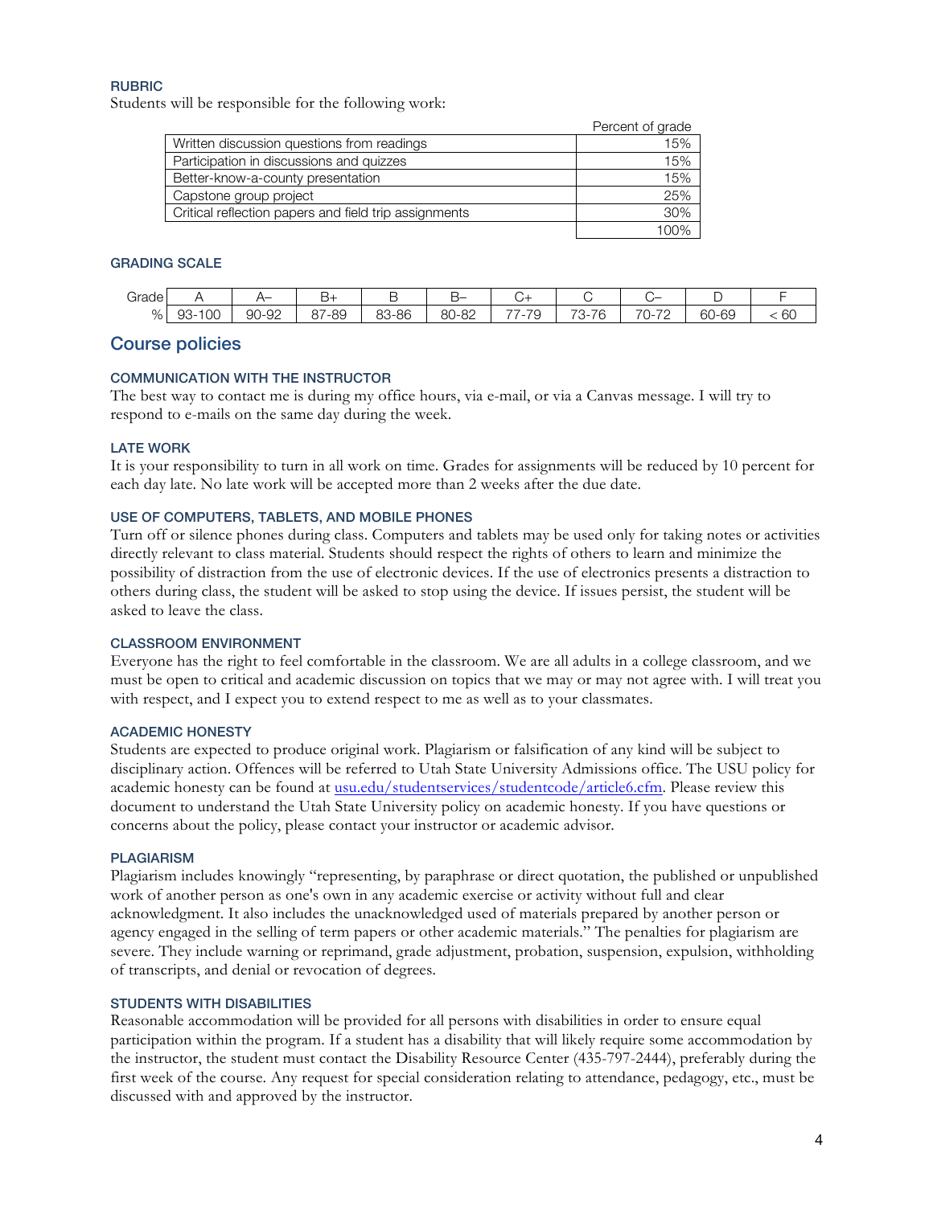### RUBRIC

Students will be responsible for the following work:

| | Percent of grade |
|---|---|
| Written discussion questions from readings | 15% |
| Participation in discussions and quizzes | 15% |
| Better-know-a-county presentation | 15% |
| Capstone group project | 25% |
| Critical reflection papers and field trip assignments | 30% |
| | 100% |

### GRADING SCALE

| Grade | A | A– | B+ | B | B– | C+ | C | C– | D | F |
|---|---|---|---|---|---|---|---|---|---|---|
| % | 93-100 | 90-92 | 87-89 | 83-86 | 80-82 | 77-79 | 73-76 | 70-72 | 60-69 | < 60 |

## Course policies

### COMMUNICATION WITH THE INSTRUCTOR

The best way to contact me is during my office hours, via e-mail, or via a Canvas message. I will try to respond to e-mails on the same day during the week.

### LATE WORK

It is your responsibility to turn in all work on time. Grades for assignments will be reduced by 10 percent for each day late. No late work will be accepted more than 2 weeks after the due date.

### USE OF COMPUTERS, TABLETS, AND MOBILE PHONES

Turn off or silence phones during class. Computers and tablets may be used only for taking notes or activities directly relevant to class material. Students should respect the rights of others to learn and minimize the possibility of distraction from the use of electronic devices. If the use of electronics presents a distraction to others during class, the student will be asked to stop using the device. If issues persist, the student will be asked to leave the class.

### CLASSROOM ENVIRONMENT

Everyone has the right to feel comfortable in the classroom. We are all adults in a college classroom, and we must be open to critical and academic discussion on topics that we may or may not agree with. I will treat you with respect, and I expect you to extend respect to me as well as to your classmates.

### ACADEMIC HONESTY

Students are expected to produce original work. Plagiarism or falsification of any kind will be subject to disciplinary action. Offences will be referred to Utah State University Admissions office. The USU policy for academic honesty can be found at [usu.edu/studentservices/studentcode/article6.cfm](usu.edu/studentservices/studentcode/article6.cfm). Please review this document to understand the Utah State University policy on academic honesty. If you have questions or concerns about the policy, please contact your instructor or academic advisor.

### PLAGIARISM

Plagiarism includes knowingly "representing, by paraphrase or direct quotation, the published or unpublished work of another person as one's own in any academic exercise or activity without full and clear acknowledgment. It also includes the unacknowledged used of materials prepared by another person or agency engaged in the selling of term papers or other academic materials." The penalties for plagiarism are severe. They include warning or reprimand, grade adjustment, probation, suspension, expulsion, withholding of transcripts, and denial or revocation of degrees.

### STUDENTS WITH DISABILITIES

Reasonable accommodation will be provided for all persons with disabilities in order to ensure equal participation within the program. If a student has a disability that will likely require some accommodation by the instructor, the student must contact the Disability Resource Center (435-797-2444), preferably during the first week of the course. Any request for special consideration relating to attendance, pedagogy, etc., must be discussed with and approved by the instructor.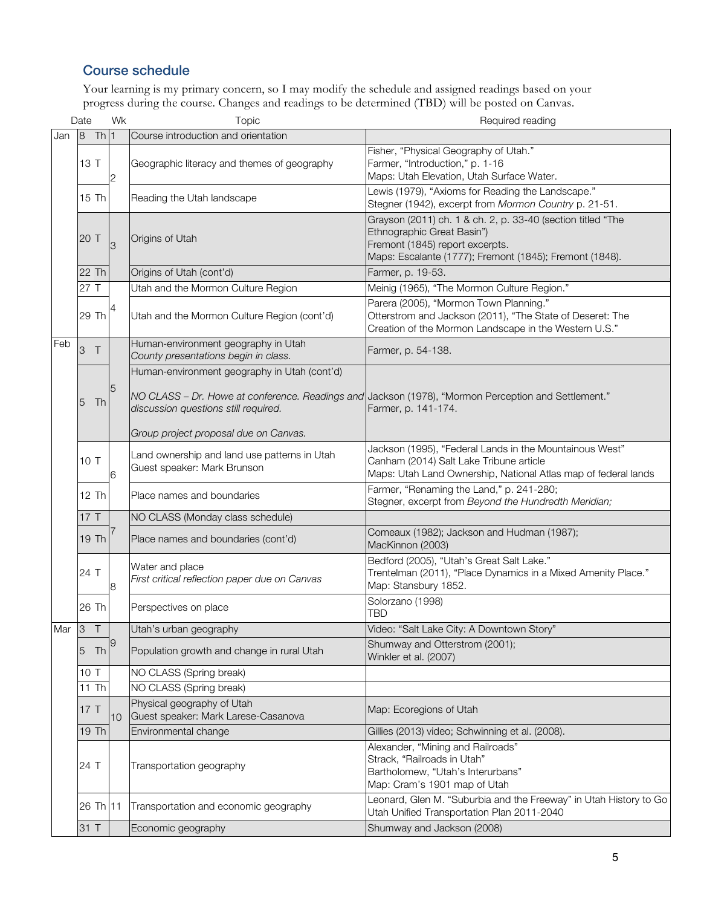## Course schedule

Your learning is my primary concern, so I may modify the schedule and assigned readings based on your progress during the course. Changes and readings to be determined (TBD) will be posted on Canvas.

| Date | | Wk | Topic | Required reading |
|---|---|---|---|---|
| Jan | 8 Th | 1 | Course introduction and orientation | |
| | 13 T | 2 | Geographic literacy and themes of geography | Fisher, "Physical Geography of Utah."<br>Farmer, "Introduction," p. 1-16<br>Maps: Utah Elevation, Utah Surface Water. |
| | 15 Th | | Reading the Utah landscape | Lewis (1979), "Axioms for Reading the Landscape."<br>Stegner (1942), excerpt from *Mormon Country* p. 21-51. |
| | 20 T | 3 | Origins of Utah | Grayson (2011) ch. 1 & ch. 2, p. 33-40 (section titled "The Ethnographic Great Basin")<br>Fremont (1845) report excerpts.<br>Maps: Escalante (1777); Fremont (1845); Fremont (1848). |
| | 22 Th | | Origins of Utah (cont'd) | Farmer, p. 19-53. |
| | 27 T | 4 | Utah and the Mormon Culture Region | Meinig (1965), "The Mormon Culture Region." |
| | 29 Th | | Utah and the Mormon Culture Region (cont'd) | Parera (2005), "Mormon Town Planning."<br>Otterstrom and Jackson (2011), "The State of Deseret: The Creation of the Mormon Landscape in the Western U.S." |
| Feb | 3 T | 5 | Human-environment geography in Utah<br>*County presentations begin in class.* | Farmer, p. 54-138. |
| | 5 Th | | Human-environment geography in Utah (cont'd)<br><br>*NO CLASS – Dr. Howe at conference. Readings and discussion questions still required.*<br><br>*Group project proposal due on Canvas.* | Jackson (1978), "Mormon Perception and Settlement."<br>Farmer, p. 141-174. |
| | 10 T | 6 | Land ownership and land use patterns in Utah<br>Guest speaker: Mark Brunson | Jackson (1995), "Federal Lands in the Mountainous West"<br>Canham (2014) Salt Lake Tribune article<br>Maps: Utah Land Ownership, National Atlas map of federal lands |
| | 12 Th | | Place names and boundaries | Farmer, "Renaming the Land," p. 241-280;<br>Stegner, excerpt from *Beyond the Hundredth Meridian;* |
| | 17 T | 7 | NO CLASS (Monday class schedule) | |
| | 19 Th | | Place names and boundaries (cont'd) | Comeaux (1982); Jackson and Hudman (1987);<br>MacKinnon (2003) |
| | 24 T | 8 | Water and place<br>*First critical reflection paper due on Canvas* | Bedford (2005), "Utah's Great Salt Lake."<br>Trentelman (2011), "Place Dynamics in a Mixed Amenity Place."<br>Map: Stansbury 1852. |
| | 26 Th | | Perspectives on place | Solorzano (1998)<br>TBD |
| Mar | 3 T | 9 | Utah's urban geography | Video: "Salt Lake City: A Downtown Story" |
| | 5 Th | | Population growth and change in rural Utah | Shumway and Otterstrom (2001);<br>Winkler et al. (2007) |
| | 10 T | | NO CLASS (Spring break) | |
| | 11 Th | | NO CLASS (Spring break) | |
| | 17 T | 10 | Physical geography of Utah<br>Guest speaker: Mark Larese-Casanova | Map: Ecoregions of Utah |
| | 19 Th | | Environmental change | Gillies (2013) video; Schwinning et al. (2008). |
| | 24 T | 11 | Transportation geography | Alexander, "Mining and Railroads"<br>Strack, "Railroads in Utah"<br>Bartholomew, "Utah's Interurbans"<br>Map: Cram's 1901 map of Utah |
| | 26 Th | | Transportation and economic geography | Leonard, Glen M. "Suburbia and the Freeway" in Utah History to Go<br>Utah Unified Transportation Plan 2011-2040 |
| | 31 T | | Economic geography | Shumway and Jackson (2008) |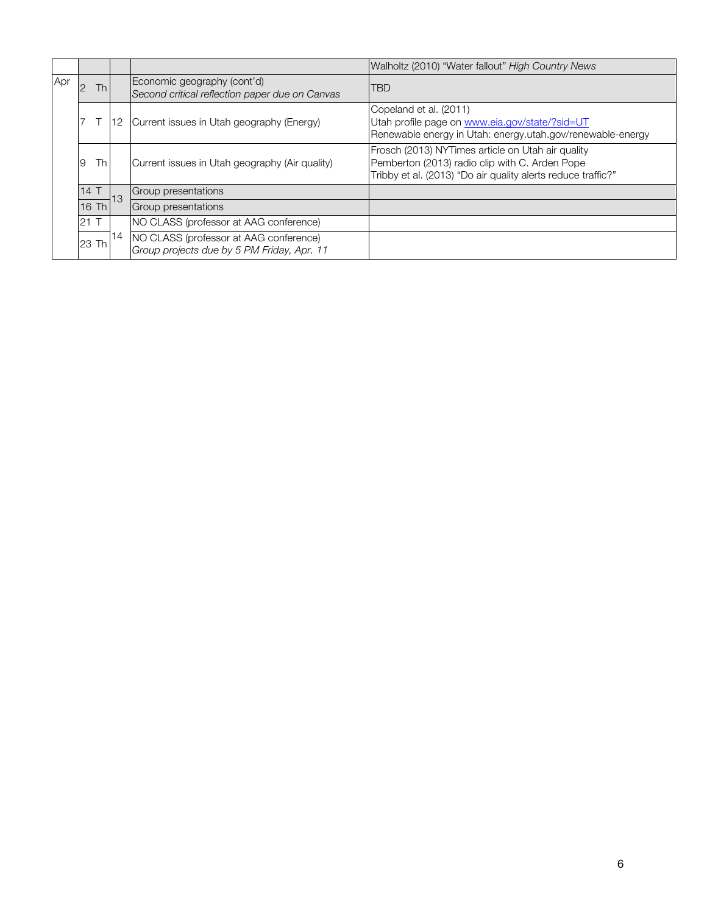| | | | | |
|---|---|---|---|---|
| | | | | Walholtz (2010) "Water fallout" *High Country News* |
| Apr | 2 Th | | Economic geography (cont'd)<br>*Second critical reflection paper due on Canvas* | TBD |
| | 7 T | 12 | Current issues in Utah geography (Energy) | Copeland et al. (2011)<br>Utah profile page on www.eia.gov/state/?sid=UT<br>Renewable energy in Utah: energy.utah.gov/renewable-energy |
| | 9 Th | | Current issues in Utah geography (Air quality) | Frosch (2013) NYTimes article on Utah air quality<br>Pemberton (2013) radio clip with C. Arden Pope<br>Tribby et al. (2013) "Do air quality alerts reduce traffic?" |
| | 14 T | 13 | Group presentations | |
| | 16 Th | | Group presentations | |
| | 21 T | 14 | NO CLASS (professor at AAG conference) | |
| | 23 Th | | NO CLASS (professor at AAG conference)<br>*Group projects due by 5 PM Friday, Apr. 11* | |